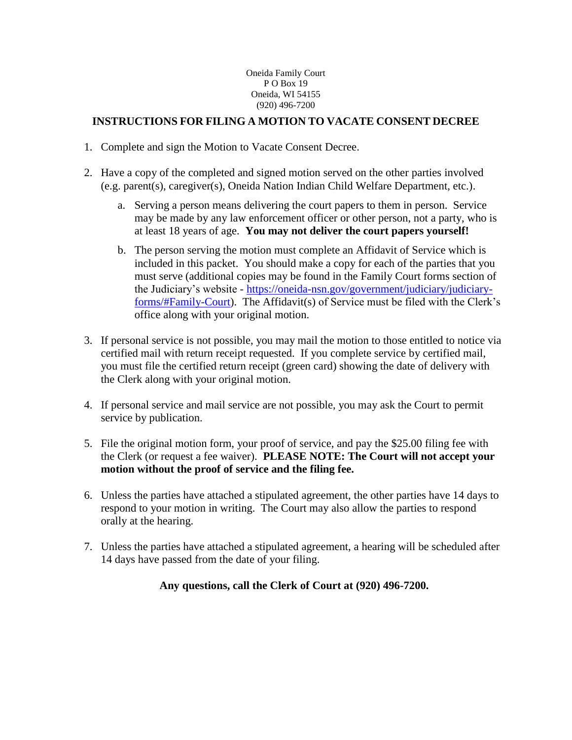Oneida Family Court
P O Box 19
Oneida, WI 54155
(920) 496-7200

# INSTRUCTIONS FOR FILING A MOTION TO VACATE CONSENT DECREE

1. Complete and sign the Motion to Vacate Consent Decree.

2. Have a copy of the completed and signed motion served on the other parties involved (e.g. parent(s), caregiver(s), Oneida Nation Indian Child Welfare Department, etc.).

   a. Serving a person means delivering the court papers to them in person. Service may be made by any law enforcement officer or other person, not a party, who is at least 18 years of age. **You may not deliver the court papers yourself!**

   b. The person serving the motion must complete an Affidavit of Service which is included in this packet. You should make a copy for each of the parties that you must serve (additional copies may be found in the Family Court forms section of the Judiciary's website - [https://oneida-nsn.gov/government/judiciary/judiciary-forms/#Family-Court](https://oneida-nsn.gov/government/judiciary/judiciary-forms/#Family-Court)). The Affidavit(s) of Service must be filed with the Clerk's office along with your original motion.

3. If personal service is not possible, you may mail the motion to those entitled to notice via certified mail with return receipt requested. If you complete service by certified mail, you must file the certified return receipt (green card) showing the date of delivery with the Clerk along with your original motion.

4. If personal service and mail service are not possible, you may ask the Court to permit service by publication.

5. File the original motion form, your proof of service, and pay the $25.00 filing fee with the Clerk (or request a fee waiver). **PLEASE NOTE: The Court will not accept your motion without the proof of service and the filing fee.**

6. Unless the parties have attached a stipulated agreement, the other parties have 14 days to respond to your motion in writing. The Court may also allow the parties to respond orally at the hearing.

7. Unless the parties have attached a stipulated agreement, a hearing will be scheduled after 14 days have passed from the date of your filing.

**Any questions, call the Clerk of Court at (920) 496-7200.**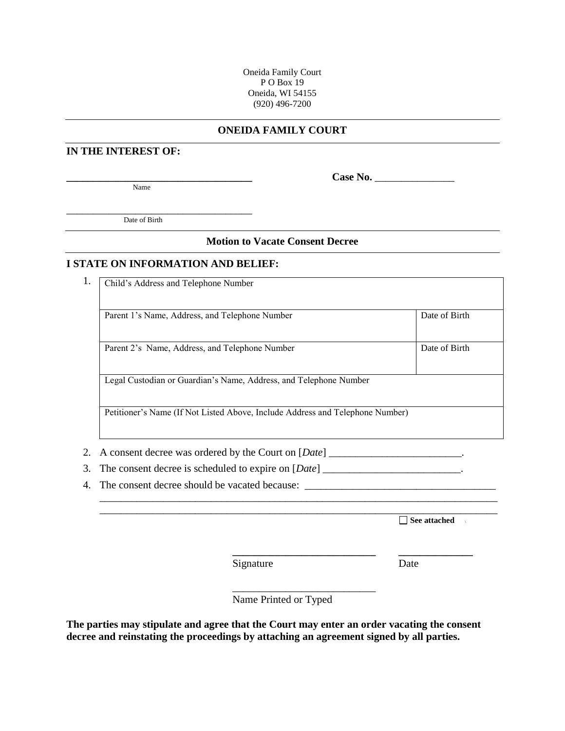Oneida Family Court
P O Box 19
Oneida, WI 54155
(920) 496-7200

## ONEIDA FAMILY COURT

**IN THE INTEREST OF:**

___________________________________ **Case No.** _______________
Name

___________________________________
Date of Birth

### Motion to Vacate Consent Decree

**I STATE ON INFORMATION AND BELIEF:**

1.

| Child's Address and Telephone Number | |
|---|---|
| Parent 1's Name, Address, and Telephone Number | Date of Birth |
| Parent 2's Name, Address, and Telephone Number | Date of Birth |
| Legal Custodian or Guardian's Name, Address, and Telephone Number | |
| Petitioner's Name (If Not Listed Above, Include Address and Telephone Number) | |

2. A consent decree was ordered by the Court on [*Date*] _________________________.
3. The consent decree is scheduled to expire on [*Date*] __________________________.
4. The consent decree should be vacated because: ___________________________________
   ____________________________________________________________________________
   ____________________________________________________________________________

☐ **See attached**

___________________________ ______________
Signature Date

___________________________
Name Printed or Typed

**The parties may stipulate and agree that the Court may enter an order vacating the consent decree and reinstating the proceedings by attaching an agreement signed by all parties.**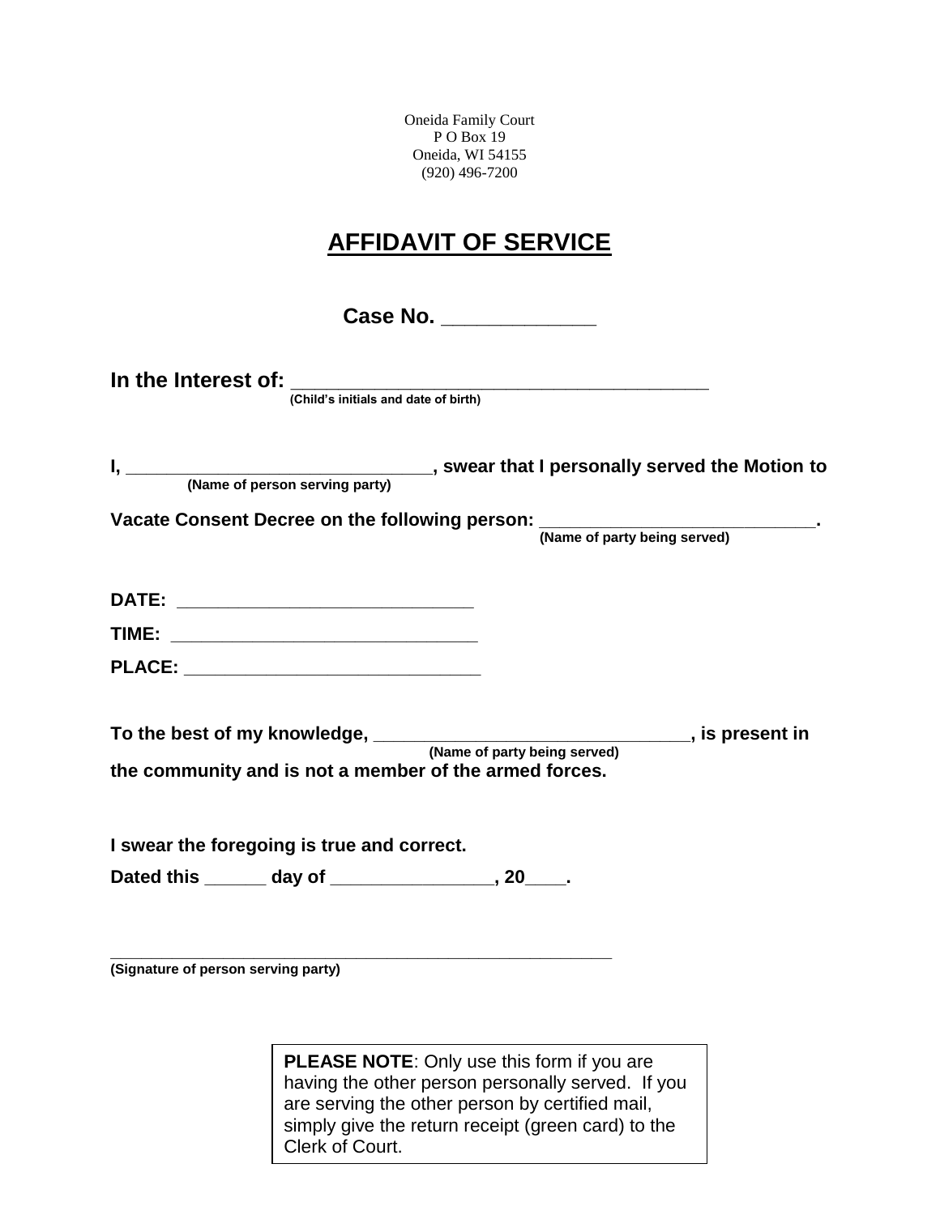Oneida Family Court
P O Box 19
Oneida, WI 54155
(920) 496-7200

# AFFIDAVIT OF SERVICE

**Case No. _____________**

**In the Interest of: ________________________________________**
**(Child's initials and date of birth)**

**I, ______________________________, swear that I personally served the Motion to**
**(Name of person serving party)**

**Vacate Consent Decree on the following person: ___________________________.**
**(Name of party being served)**

**DATE: _____________________________**

**TIME: ______________________________**

**PLACE: _____________________________**

**To the best of my knowledge, ________________________________, is present in**
**(Name of party being served)**
**the community and is not a member of the armed forces.**

**I swear the foregoing is true and correct.**

**Dated this ______ day of _______________, 20____.**

_________________________________________________________
**(Signature of person serving party)**

> **PLEASE NOTE**: Only use this form if you are having the other person personally served. If you are serving the other person by certified mail, simply give the return receipt (green card) to the Clerk of Court.